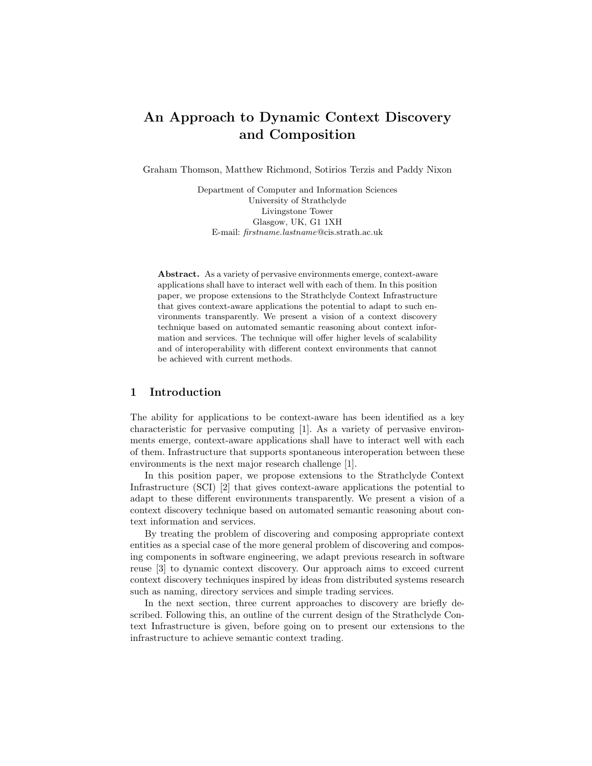# An Approach to Dynamic Context Discovery and Composition

Graham Thomson, Matthew Richmond, Sotirios Terzis and Paddy Nixon

Department of Computer and Information Sciences
University of Strathclyde
Livingstone Tower
Glasgow, UK, G1 1XH
E-mail: *firstname.lastname*@cis.strath.ac.uk

**Abstract.** As a variety of pervasive environments emerge, context-aware applications shall have to interact well with each of them. In this position paper, we propose extensions to the Strathclyde Context Infrastructure that gives context-aware applications the potential to adapt to such environments transparently. We present a vision of a context discovery technique based on automated semantic reasoning about context information and services. The technique will offer higher levels of scalability and of interoperability with different context environments that cannot be achieved with current methods.

## 1 Introduction

The ability for applications to be context-aware has been identified as a key characteristic for pervasive computing [1]. As a variety of pervasive environments emerge, context-aware applications shall have to interact well with each of them. Infrastructure that supports spontaneous interoperation between these environments is the next major research challenge [1].

In this position paper, we propose extensions to the Strathclyde Context Infrastructure (SCI) [2] that gives context-aware applications the potential to adapt to these different environments transparently. We present a vision of a context discovery technique based on automated semantic reasoning about context information and services.

By treating the problem of discovering and composing appropriate context entities as a special case of the more general problem of discovering and composing components in software engineering, we adapt previous research in software reuse [3] to dynamic context discovery. Our approach aims to exceed current context discovery techniques inspired by ideas from distributed systems research such as naming, directory services and simple trading services.

In the next section, three current approaches to discovery are briefly described. Following this, an outline of the current design of the Strathclyde Context Infrastructure is given, before going on to present our extensions to the infrastructure to achieve semantic context trading.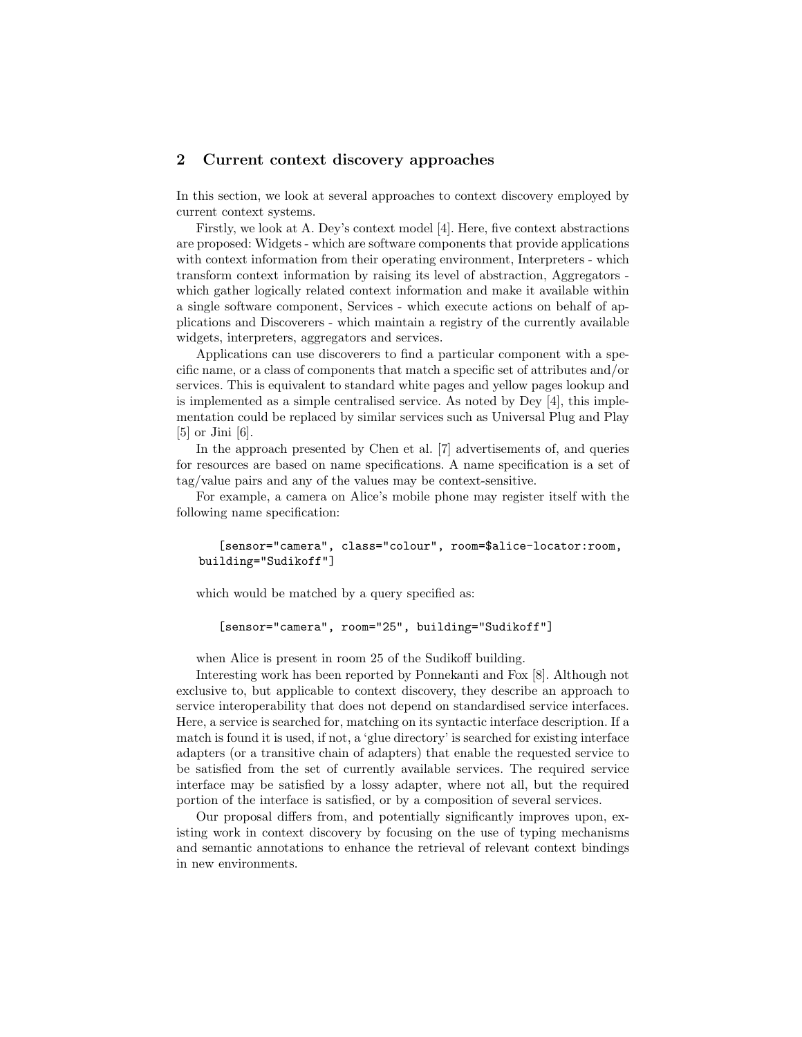## 2 Current context discovery approaches

In this section, we look at several approaches to context discovery employed by current context systems.

Firstly, we look at A. Dey's context model [4]. Here, five context abstractions are proposed: Widgets - which are software components that provide applications with context information from their operating environment, Interpreters - which transform context information by raising its level of abstraction, Aggregators - which gather logically related context information and make it available within a single software component, Services - which execute actions on behalf of applications and Discoverers - which maintain a registry of the currently available widgets, interpreters, aggregators and services.

Applications can use discoverers to find a particular component with a specific name, or a class of components that match a specific set of attributes and/or services. This is equivalent to standard white pages and yellow pages lookup and is implemented as a simple centralised service. As noted by Dey [4], this implementation could be replaced by similar services such as Universal Plug and Play [5] or Jini [6].

In the approach presented by Chen et al. [7] advertisements of, and queries for resources are based on name specifications. A name specification is a set of tag/value pairs and any of the values may be context-sensitive.

For example, a camera on Alice's mobile phone may register itself with the following name specification:

```
[sensor="camera", class="colour", room=$alice-locator:room,
building="Sudikoff"]
```

which would be matched by a query specified as:

```
[sensor="camera", room="25", building="Sudikoff"]
```

when Alice is present in room 25 of the Sudikoff building.

Interesting work has been reported by Ponnekanti and Fox [8]. Although not exclusive to, but applicable to context discovery, they describe an approach to service interoperability that does not depend on standardised service interfaces. Here, a service is searched for, matching on its syntactic interface description. If a match is found it is used, if not, a 'glue directory' is searched for existing interface adapters (or a transitive chain of adapters) that enable the requested service to be satisfied from the set of currently available services. The required service interface may be satisfied by a lossy adapter, where not all, but the required portion of the interface is satisfied, or by a composition of several services.

Our proposal differs from, and potentially significantly improves upon, existing work in context discovery by focusing on the use of typing mechanisms and semantic annotations to enhance the retrieval of relevant context bindings in new environments.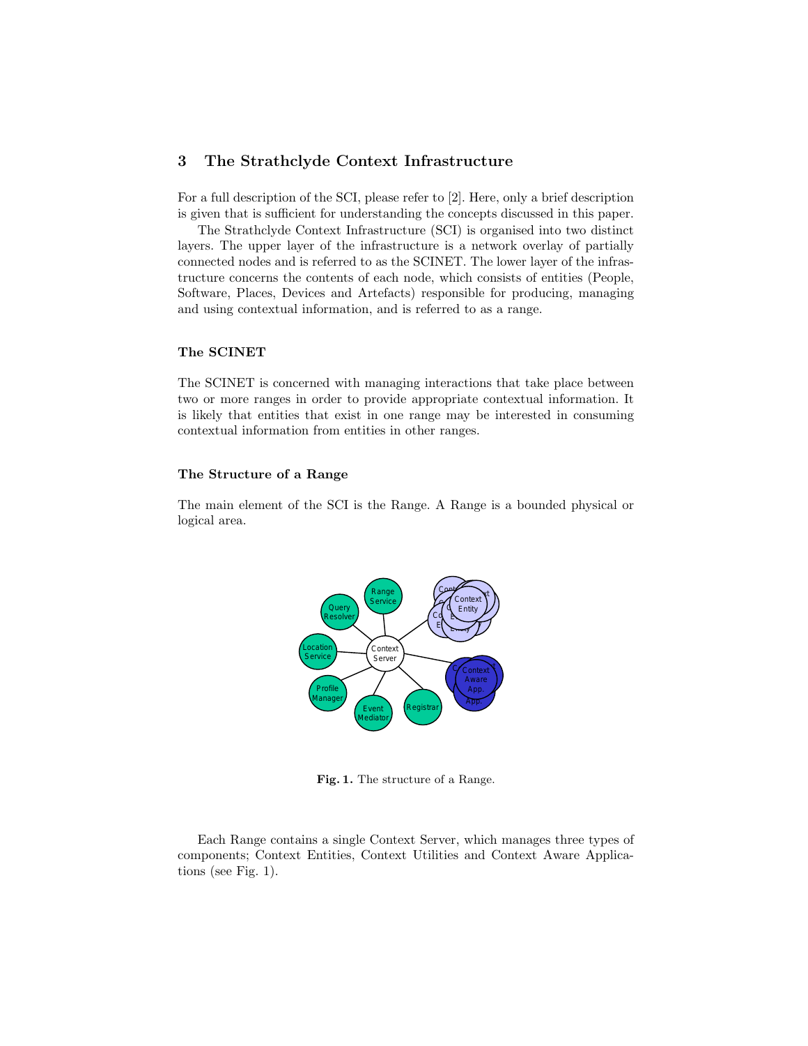## 3 The Strathclyde Context Infrastructure

For a full description of the SCI, please refer to [2]. Here, only a brief description is given that is sufficient for understanding the concepts discussed in this paper.

The Strathclyde Context Infrastructure (SCI) is organised into two distinct layers. The upper layer of the infrastructure is a network overlay of partially connected nodes and is referred to as the SCINET. The lower layer of the infrastructure concerns the contents of each node, which consists of entities (People, Software, Places, Devices and Artefacts) responsible for producing, managing and using contextual information, and is referred to as a range.

### The SCINET

The SCINET is concerned with managing interactions that take place between two or more ranges in order to provide appropriate contextual information. It is likely that entities that exist in one range may be interested in consuming contextual information from entities in other ranges.

### The Structure of a Range

The main element of the SCI is the Range. A Range is a bounded physical or logical area.

**Fig. 1.** The structure of a Range.

Each Range contains a single Context Server, which manages three types of components; Context Entities, Context Utilities and Context Aware Applications (see Fig. 1).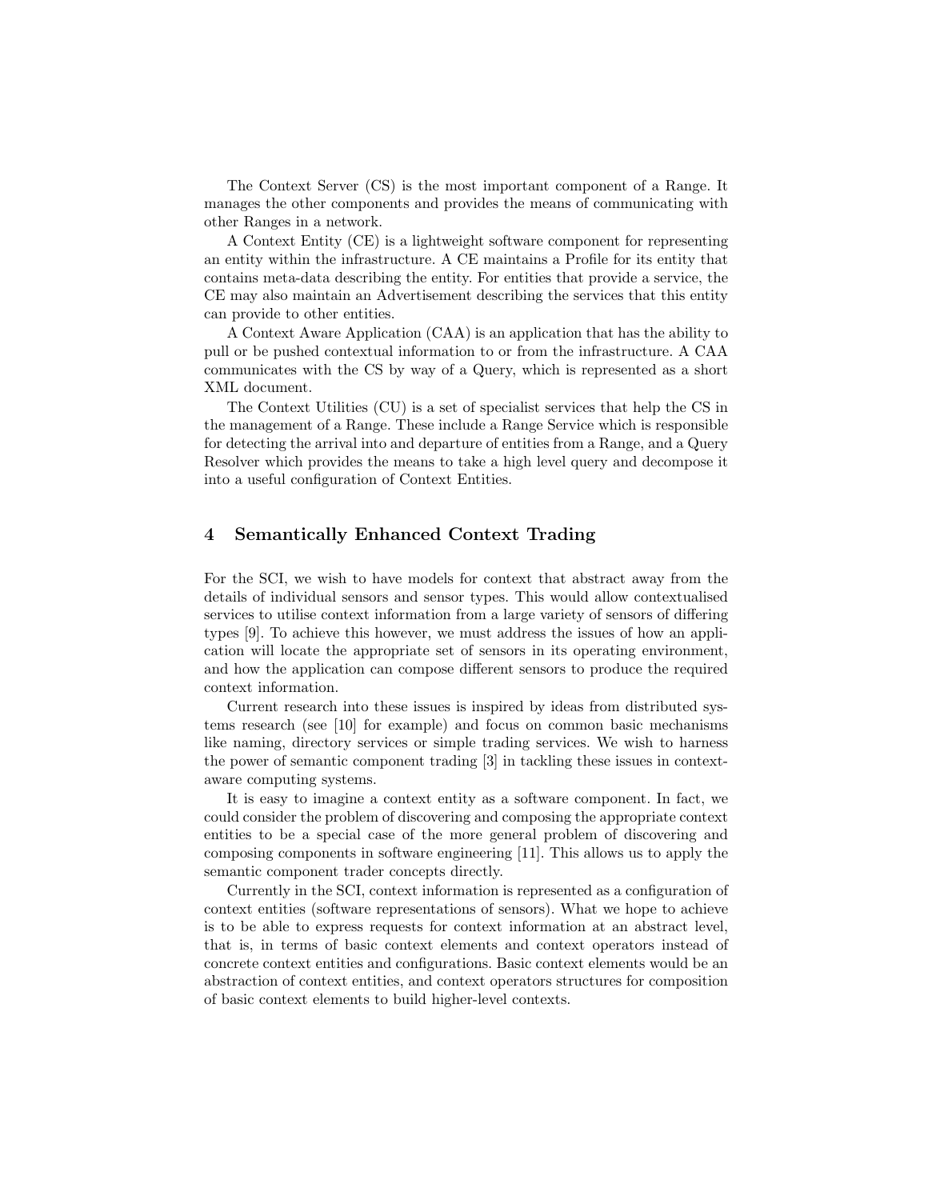The Context Server (CS) is the most important component of a Range. It manages the other components and provides the means of communicating with other Ranges in a network.

A Context Entity (CE) is a lightweight software component for representing an entity within the infrastructure. A CE maintains a Profile for its entity that contains meta-data describing the entity. For entities that provide a service, the CE may also maintain an Advertisement describing the services that this entity can provide to other entities.

A Context Aware Application (CAA) is an application that has the ability to pull or be pushed contextual information to or from the infrastructure. A CAA communicates with the CS by way of a Query, which is represented as a short XML document.

The Context Utilities (CU) is a set of specialist services that help the CS in the management of a Range. These include a Range Service which is responsible for detecting the arrival into and departure of entities from a Range, and a Query Resolver which provides the means to take a high level query and decompose it into a useful configuration of Context Entities.

## 4 Semantically Enhanced Context Trading

For the SCI, we wish to have models for context that abstract away from the details of individual sensors and sensor types. This would allow contextualised services to utilise context information from a large variety of sensors of differing types [9]. To achieve this however, we must address the issues of how an application will locate the appropriate set of sensors in its operating environment, and how the application can compose different sensors to produce the required context information.

Current research into these issues is inspired by ideas from distributed systems research (see [10] for example) and focus on common basic mechanisms like naming, directory services or simple trading services. We wish to harness the power of semantic component trading [3] in tackling these issues in context-aware computing systems.

It is easy to imagine a context entity as a software component. In fact, we could consider the problem of discovering and composing the appropriate context entities to be a special case of the more general problem of discovering and composing components in software engineering [11]. This allows us to apply the semantic component trader concepts directly.

Currently in the SCI, context information is represented as a configuration of context entities (software representations of sensors). What we hope to achieve is to be able to express requests for context information at an abstract level, that is, in terms of basic context elements and context operators instead of concrete context entities and configurations. Basic context elements would be an abstraction of context entities, and context operators structures for composition of basic context elements to build higher-level contexts.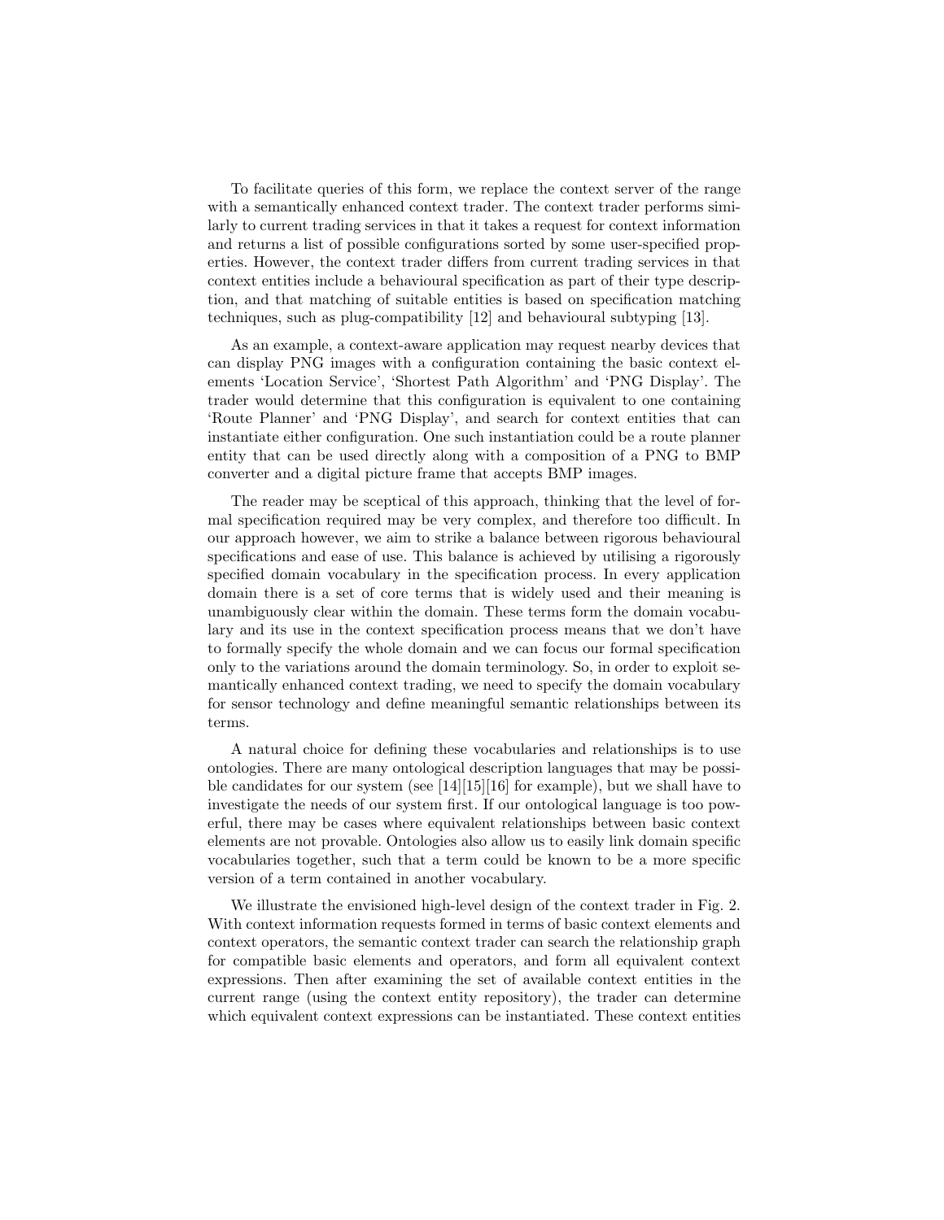To facilitate queries of this form, we replace the context server of the range with a semantically enhanced context trader. The context trader performs similarly to current trading services in that it takes a request for context information and returns a list of possible configurations sorted by some user-specified properties. However, the context trader differs from current trading services in that context entities include a behavioural specification as part of their type description, and that matching of suitable entities is based on specification matching techniques, such as plug-compatibility [12] and behavioural subtyping [13].

As an example, a context-aware application may request nearby devices that can display PNG images with a configuration containing the basic context elements 'Location Service', 'Shortest Path Algorithm' and 'PNG Display'. The trader would determine that this configuration is equivalent to one containing 'Route Planner' and 'PNG Display', and search for context entities that can instantiate either configuration. One such instantiation could be a route planner entity that can be used directly along with a composition of a PNG to BMP converter and a digital picture frame that accepts BMP images.

The reader may be sceptical of this approach, thinking that the level of formal specification required may be very complex, and therefore too difficult. In our approach however, we aim to strike a balance between rigorous behavioural specifications and ease of use. This balance is achieved by utilising a rigorously specified domain vocabulary in the specification process. In every application domain there is a set of core terms that is widely used and their meaning is unambiguously clear within the domain. These terms form the domain vocabulary and its use in the context specification process means that we don't have to formally specify the whole domain and we can focus our formal specification only to the variations around the domain terminology. So, in order to exploit semantically enhanced context trading, we need to specify the domain vocabulary for sensor technology and define meaningful semantic relationships between its terms.

A natural choice for defining these vocabularies and relationships is to use ontologies. There are many ontological description languages that may be possible candidates for our system (see [14][15][16] for example), but we shall have to investigate the needs of our system first. If our ontological language is too powerful, there may be cases where equivalent relationships between basic context elements are not provable. Ontologies also allow us to easily link domain specific vocabularies together, such that a term could be known to be a more specific version of a term contained in another vocabulary.

We illustrate the envisioned high-level design of the context trader in Fig. 2. With context information requests formed in terms of basic context elements and context operators, the semantic context trader can search the relationship graph for compatible basic elements and operators, and form all equivalent context expressions. Then after examining the set of available context entities in the current range (using the context entity repository), the trader can determine which equivalent context expressions can be instantiated. These context entities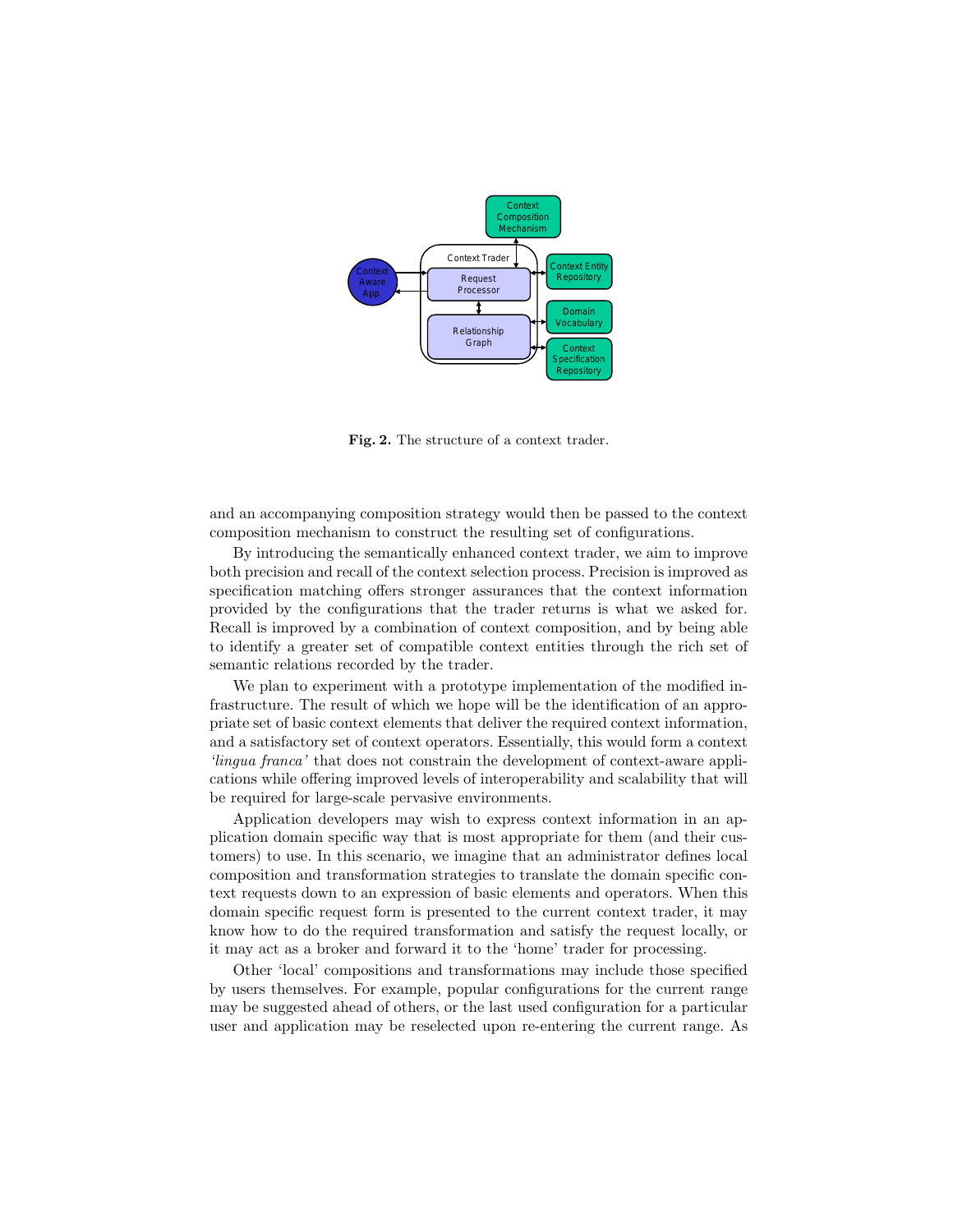**Fig. 2.** The structure of a context trader.

and an accompanying composition strategy would then be passed to the context composition mechanism to construct the resulting set of configurations.

By introducing the semantically enhanced context trader, we aim to improve both precision and recall of the context selection process. Precision is improved as specification matching offers stronger assurances that the context information provided by the configurations that the trader returns is what we asked for. Recall is improved by a combination of context composition, and by being able to identify a greater set of compatible context entities through the rich set of semantic relations recorded by the trader.

We plan to experiment with a prototype implementation of the modified infrastructure. The result of which we hope will be the identification of an appropriate set of basic context elements that deliver the required context information, and a satisfactory set of context operators. Essentially, this would form a context *'lingua franca'* that does not constrain the development of context-aware applications while offering improved levels of interoperability and scalability that will be required for large-scale pervasive environments.

Application developers may wish to express context information in an application domain specific way that is most appropriate for them (and their customers) to use. In this scenario, we imagine that an administrator defines local composition and transformation strategies to translate the domain specific context requests down to an expression of basic elements and operators. When this domain specific request form is presented to the current context trader, it may know how to do the required transformation and satisfy the request locally, or it may act as a broker and forward it to the 'home' trader for processing.

Other 'local' compositions and transformations may include those specified by users themselves. For example, popular configurations for the current range may be suggested ahead of others, or the last used configuration for a particular user and application may be reselected upon re-entering the current range. As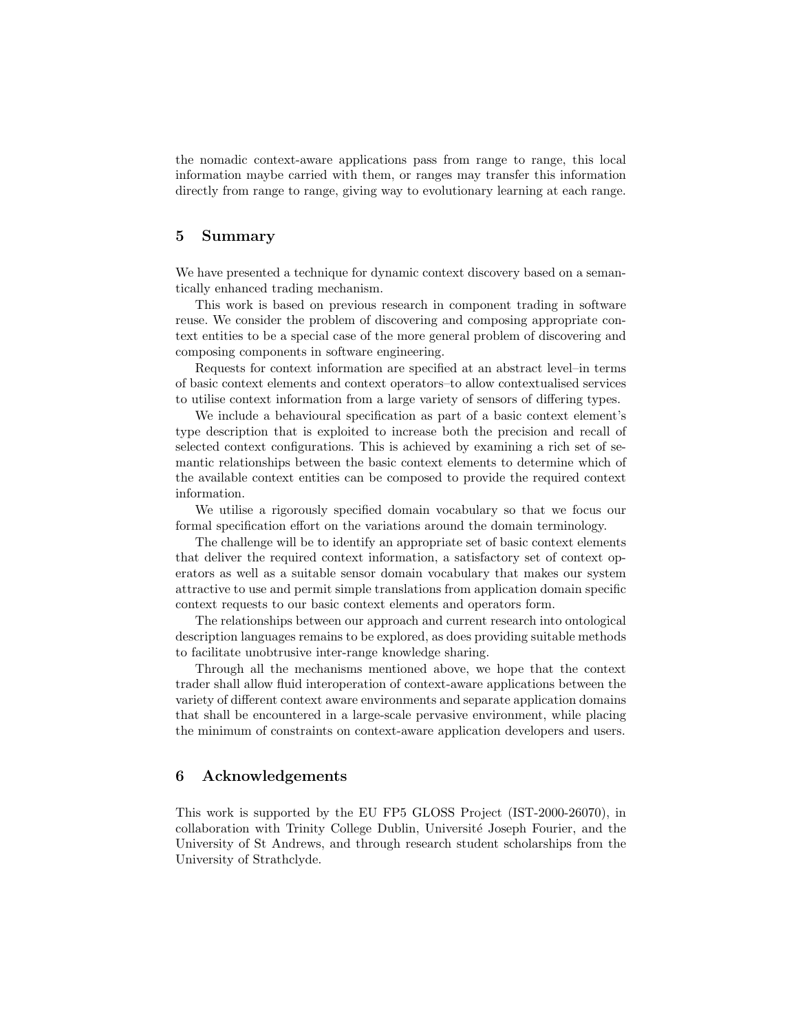the nomadic context-aware applications pass from range to range, this local information maybe carried with them, or ranges may transfer this information directly from range to range, giving way to evolutionary learning at each range.

## 5 Summary

We have presented a technique for dynamic context discovery based on a semantically enhanced trading mechanism.

This work is based on previous research in component trading in software reuse. We consider the problem of discovering and composing appropriate context entities to be a special case of the more general problem of discovering and composing components in software engineering.

Requests for context information are specified at an abstract level–in terms of basic context elements and context operators–to allow contextualised services to utilise context information from a large variety of sensors of differing types.

We include a behavioural specification as part of a basic context element's type description that is exploited to increase both the precision and recall of selected context configurations. This is achieved by examining a rich set of semantic relationships between the basic context elements to determine which of the available context entities can be composed to provide the required context information.

We utilise a rigorously specified domain vocabulary so that we focus our formal specification effort on the variations around the domain terminology.

The challenge will be to identify an appropriate set of basic context elements that deliver the required context information, a satisfactory set of context operators as well as a suitable sensor domain vocabulary that makes our system attractive to use and permit simple translations from application domain specific context requests to our basic context elements and operators form.

The relationships between our approach and current research into ontological description languages remains to be explored, as does providing suitable methods to facilitate unobtrusive inter-range knowledge sharing.

Through all the mechanisms mentioned above, we hope that the context trader shall allow fluid interoperation of context-aware applications between the variety of different context aware environments and separate application domains that shall be encountered in a large-scale pervasive environment, while placing the minimum of constraints on context-aware application developers and users.

## 6 Acknowledgements

This work is supported by the EU FP5 GLOSS Project (IST-2000-26070), in collaboration with Trinity College Dublin, Université Joseph Fourier, and the University of St Andrews, and through research student scholarships from the University of Strathclyde.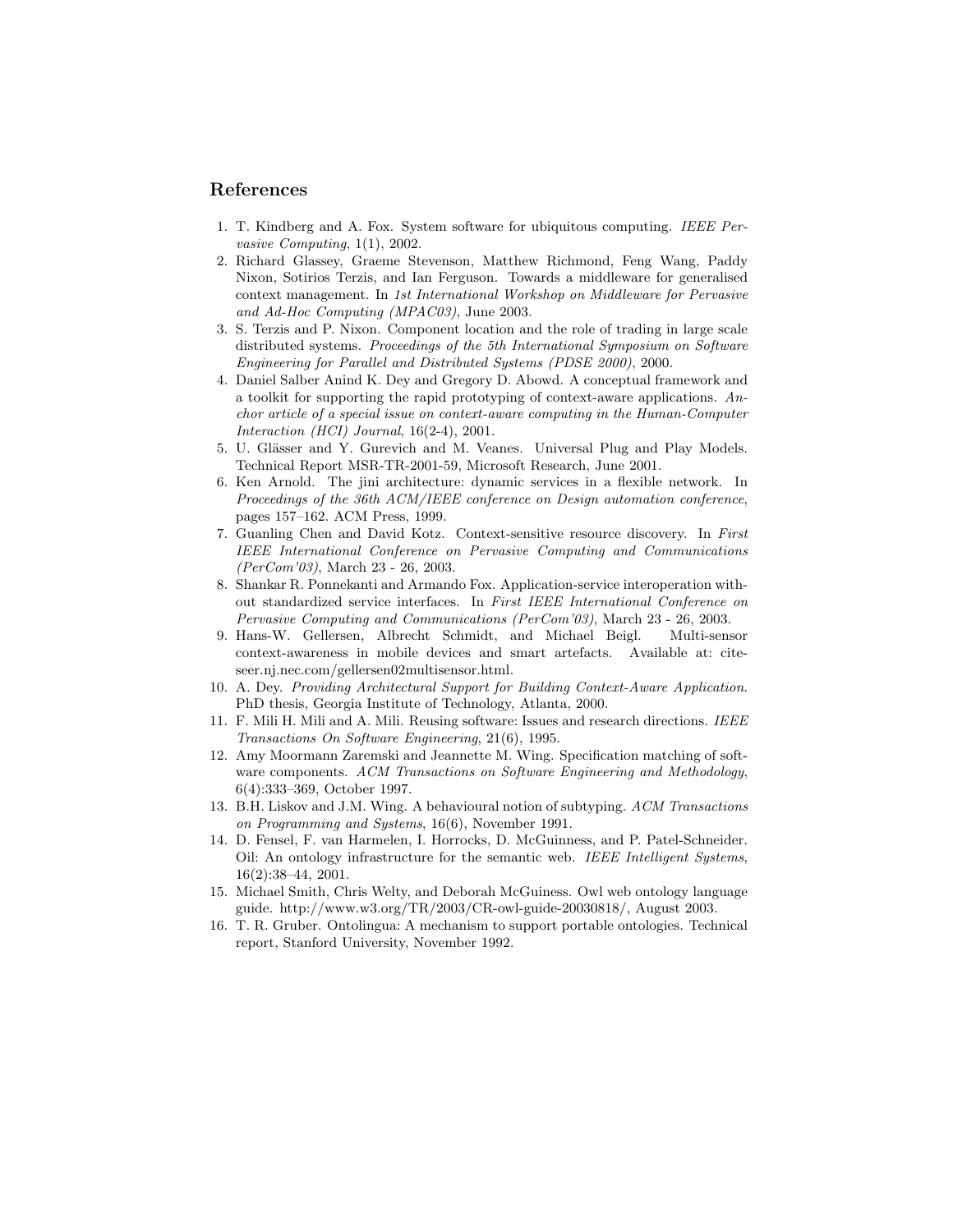## References

1. T. Kindberg and A. Fox. System software for ubiquitous computing. *IEEE Pervasive Computing*, 1(1), 2002.
2. Richard Glassey, Graeme Stevenson, Matthew Richmond, Feng Wang, Paddy Nixon, Sotirios Terzis, and Ian Ferguson. Towards a middleware for generalised context management. In *1st International Workshop on Middleware for Pervasive and Ad-Hoc Computing (MPAC03)*, June 2003.
3. S. Terzis and P. Nixon. Component location and the role of trading in large scale distributed systems. *Proceedings of the 5th International Symposium on Software Engineering for Parallel and Distributed Systems (PDSE 2000)*, 2000.
4. Daniel Salber Anind K. Dey and Gregory D. Abowd. A conceptual framework and a toolkit for supporting the rapid prototyping of context-aware applications. *Anchor article of a special issue on context-aware computing in the Human-Computer Interaction (HCI) Journal*, 16(2-4), 2001.
5. U. Glässer and Y. Gurevich and M. Veanes. Universal Plug and Play Models. Technical Report MSR-TR-2001-59, Microsoft Research, June 2001.
6. Ken Arnold. The jini architecture: dynamic services in a flexible network. In *Proceedings of the 36th ACM/IEEE conference on Design automation conference*, pages 157–162. ACM Press, 1999.
7. Guanling Chen and David Kotz. Context-sensitive resource discovery. In *First IEEE International Conference on Pervasive Computing and Communications (PerCom'03)*, March 23 - 26, 2003.
8. Shankar R. Ponnekanti and Armando Fox. Application-service interoperation without standardized service interfaces. In *First IEEE International Conference on Pervasive Computing and Communications (PerCom'03)*, March 23 - 26, 2003.
9. Hans-W. Gellersen, Albrecht Schmidt, and Michael Beigl. Multi-sensor context-awareness in mobile devices and smart artefacts. Available at: citeseer.nj.nec.com/gellersen02multisensor.html.
10. A. Dey. *Providing Architectural Support for Building Context-Aware Application*. PhD thesis, Georgia Institute of Technology, Atlanta, 2000.
11. F. Mili H. Mili and A. Mili. Reusing software: Issues and research directions. *IEEE Transactions On Software Engineering*, 21(6), 1995.
12. Amy Moormann Zaremski and Jeannette M. Wing. Specification matching of software components. *ACM Transactions on Software Engineering and Methodology*, 6(4):333–369, October 1997.
13. B.H. Liskov and J.M. Wing. A behavioural notion of subtyping. *ACM Transactions on Programming and Systems*, 16(6), November 1991.
14. D. Fensel, F. van Harmelen, I. Horrocks, D. McGuinness, and P. Patel-Schneider. Oil: An ontology infrastructure for the semantic web. *IEEE Intelligent Systems*, 16(2):38–44, 2001.
15. Michael Smith, Chris Welty, and Deborah McGuiness. Owl web ontology language guide. http://www.w3.org/TR/2003/CR-owl-guide-20030818/, August 2003.
16. T. R. Gruber. Ontolingua: A mechanism to support portable ontologies. Technical report, Stanford University, November 1992.